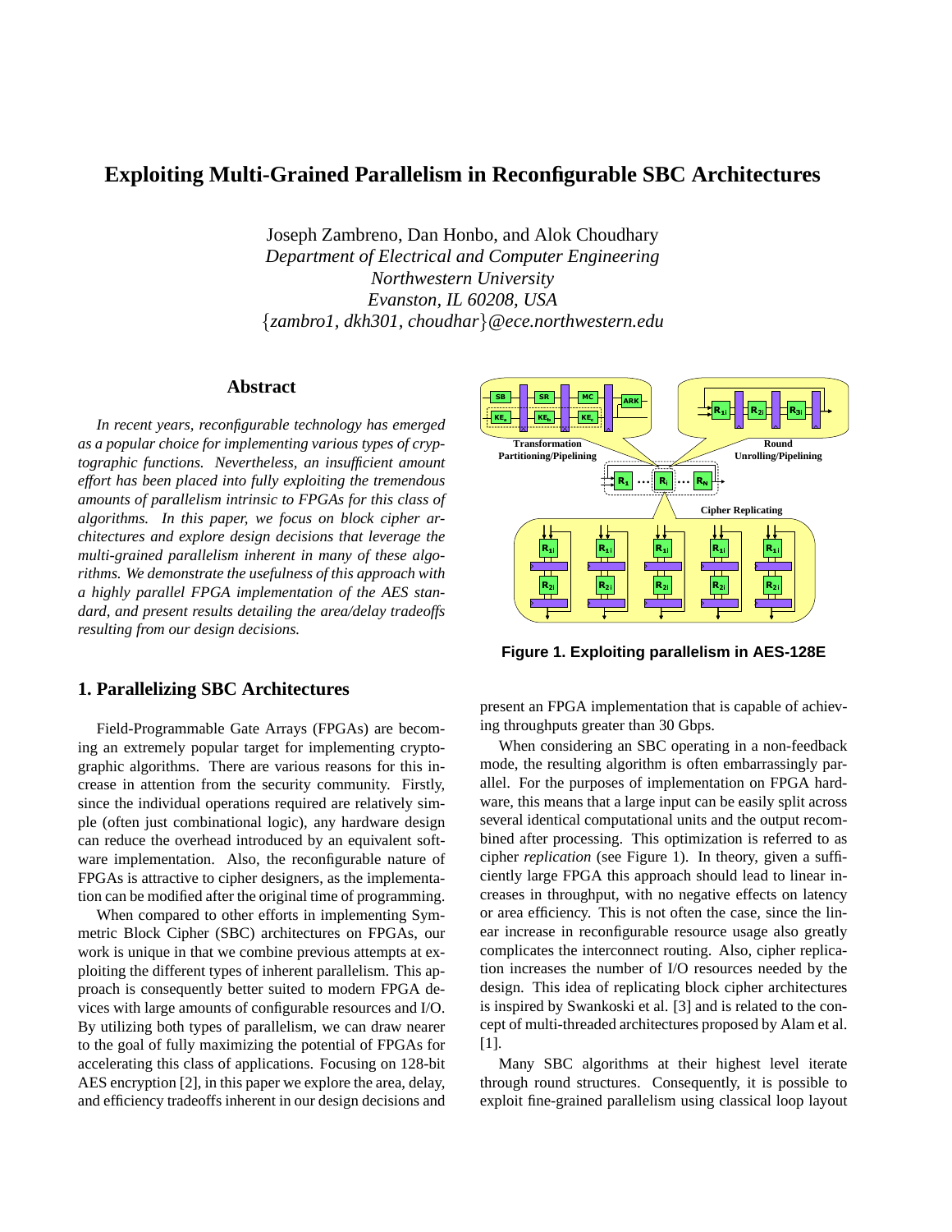# Exploiting Multi-Grained Parallelism in Reconfigurable SBC Architectures

Joseph Zambreno, Dan Honbo, and Alok Choudhary
*Department of Electrical and Computer Engineering*
*Northwestern University*
*Evanston, IL 60208, USA*
{*zambro1, dkh301, choudhar*}*@ece.northwestern.edu*

## Abstract

*In recent years, reconfigurable technology has emerged as a popular choice for implementing various types of cryptographic functions. Nevertheless, an insufficient amount effort has been placed into fully exploiting the tremendous amounts of parallelism intrinsic to FPGAs for this class of algorithms. In this paper, we focus on block cipher architectures and explore design decisions that leverage the multi-grained parallelism inherent in many of these algorithms. We demonstrate the usefulness of this approach with a highly parallel FPGA implementation of the AES standard, and present results detailing the area/delay tradeoffs resulting from our design decisions.*

## 1. Parallelizing SBC Architectures

Field-Programmable Gate Arrays (FPGAs) are becoming an extremely popular target for implementing cryptographic algorithms. There are various reasons for this increase in attention from the security community. Firstly, since the individual operations required are relatively simple (often just combinational logic), any hardware design can reduce the overhead introduced by an equivalent software implementation. Also, the reconfigurable nature of FPGAs is attractive to cipher designers, as the implementation can be modified after the original time of programming.

When compared to other efforts in implementing Symmetric Block Cipher (SBC) architectures on FPGAs, our work is unique in that we combine previous attempts at exploiting the different types of inherent parallelism. This approach is consequently better suited to modern FPGA devices with large amounts of configurable resources and I/O. By utilizing both types of parallelism, we can draw nearer to the goal of fully maximizing the potential of FPGAs for accelerating this class of applications. Focusing on 128-bit AES encryption [2], in this paper we explore the area, delay, and efficiency tradeoffs inherent in our design decisions and present an FPGA implementation that is capable of achieving throughputs greater than 30 Gbps.

SB
SR
MC
ARK
$KE_a$
$KE_b$
$KE_c$
Transformation Partitioning/Pipelining
$R_{1i}$
$R_{2i}$
$R_{3i}$
Round Unrolling/Pipelining
$R_1$ ... $R_i$ ... $R_N$
Cipher Replicating
$R_{1i}$
$R_{2i}$

**Figure 1. Exploiting parallelism in AES-128E**

When considering an SBC operating in a non-feedback mode, the resulting algorithm is often embarrassingly parallel. For the purposes of implementation on FPGA hardware, this means that a large input can be easily split across several identical computational units and the output recombined after processing. This optimization is referred to as cipher *replication* (see Figure 1). In theory, given a sufficiently large FPGA this approach should lead to linear increases in throughput, with no negative effects on latency or area efficiency. This is not often the case, since the linear increase in reconfigurable resource usage also greatly complicates the interconnect routing. Also, cipher replication increases the number of I/O resources needed by the design. This idea of replicating block cipher architectures is inspired by Swankoski et al. [3] and is related to the concept of multi-threaded architectures proposed by Alam et al. [1].

Many SBC algorithms at their highest level iterate through round structures. Consequently, it is possible to exploit fine-grained parallelism using classical loop layout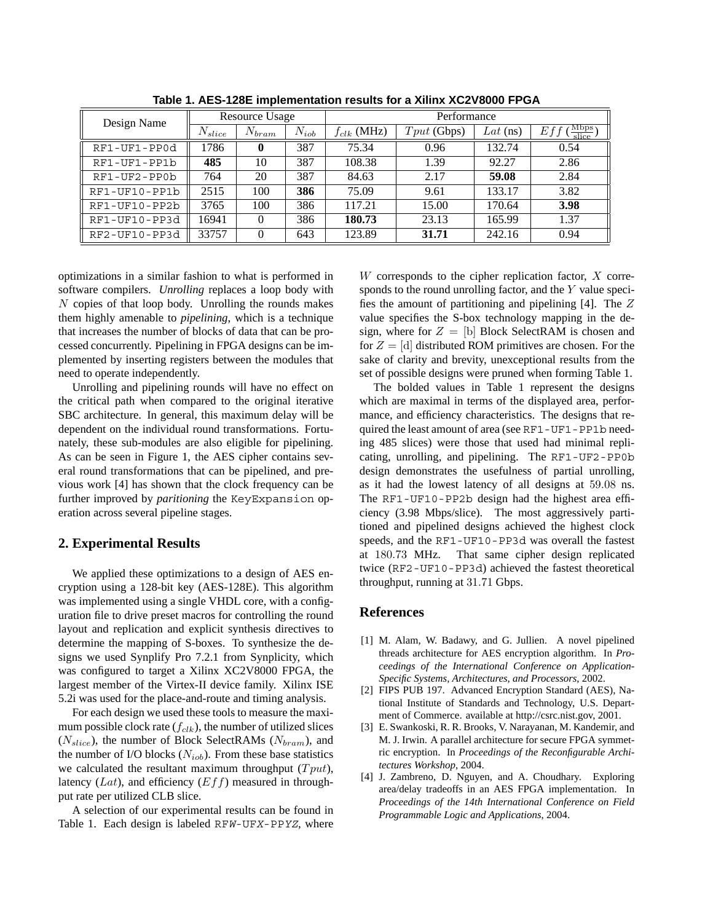**Table 1. AES-128E implementation results for a Xilinx XC2V8000 FPGA**

| Design Name | Resource Usage | | | Performance | | | |
|---|---|---|---|---|---|---|---|
| | $N_{slice}$ | $N_{bram}$ | $N_{iob}$ | $f_{clk}$ (MHz) | $Tput$ (Gbps) | $Lat$ (ns) | $Eff$ ($\frac{\text{Mbps}}{\text{slice}}$) |
| RF1-UF1-PP0d | 1786 | **0** | 387 | 75.34 | 0.96 | 132.74 | 0.54 |
| RF1-UF1-PP1b | **485** | 10 | 387 | 108.38 | 1.39 | 92.27 | 2.86 |
| RF1-UF2-PP0b | 764 | 20 | 387 | 84.63 | 2.17 | **59.08** | 2.84 |
| RF1-UF10-PP1b | 2515 | 100 | **386** | 75.09 | 9.61 | 133.17 | 3.82 |
| RF1-UF10-PP2b | 3765 | 100 | 386 | 117.21 | 15.00 | 170.64 | **3.98** |
| RF1-UF10-PP3d | 16941 | 0 | 386 | **180.73** | 23.13 | 165.99 | 1.37 |
| RF2-UF10-PP3d | 33757 | 0 | 643 | 123.89 | **31.71** | 242.16 | 0.94 |

optimizations in a similar fashion to what is performed in software compilers. *Unrolling* replaces a loop body with $N$ copies of that loop body. Unrolling the rounds makes them highly amenable to *pipelining*, which is a technique that increases the number of blocks of data that can be processed concurrently. Pipelining in FPGA designs can be implemented by inserting registers between the modules that need to operate independently.

Unrolling and pipelining rounds will have no effect on the critical path when compared to the original iterative SBC architecture. In general, this maximum delay will be dependent on the individual round transformations. Fortunately, these sub-modules are also eligible for pipelining. As can be seen in Figure 1, the AES cipher contains several round transformations that can be pipelined, and previous work [4] has shown that the clock frequency can be further improved by *paritioning* the `KeyExpansion` operation across several pipeline stages.

## 2. Experimental Results

We applied these optimizations to a design of AES encryption using a 128-bit key (AES-128E). This algorithm was implemented using a single VHDL core, with a configuration file to drive preset macros for controlling the round layout and replication and explicit synthesis directives to determine the mapping of S-boxes. To synthesize the designs we used Synplify Pro 7.2.1 from Synplicity, which was configured to target a Xilinx XC2V8000 FPGA, the largest member of the Virtex-II device family. Xilinx ISE 5.2i was used for the place-and-route and timing analysis.

For each design we used these tools to measure the maximum possible clock rate ($f_{clk}$), the number of utilized slices ($N_{slice}$), the number of Block SelectRAMs ($N_{bram}$), and the number of I/O blocks ($N_{iob}$). From these base statistics we calculated the resultant maximum throughput ($Tput$), latency ($Lat$), and efficiency ($Eff$) measured in throughput rate per utilized CLB slice.

A selection of our experimental results can be found in Table 1. Each design is labeled `RF`*W*`-UF`*X*`-PP`*YZ*, where $W$ corresponds to the cipher replication factor, $X$ corresponds to the round unrolling factor, and the $Y$ value specifies the amount of partitioning and pipelining [4]. The $Z$ value specifies the S-box technology mapping in the design, where for $Z = [\text{b}]$ Block SelectRAM is chosen and for $Z = [\text{d}]$ distributed ROM primitives are chosen. For the sake of clarity and brevity, unexceptional results from the set of possible designs were pruned when forming Table 1.

The bolded values in Table 1 represent the designs which are maximal in terms of the displayed area, performance, and efficiency characteristics. The designs that required the least amount of area (see `RF1-UF1-PP1b` needing 485 slices) were those that used had minimal replicating, unrolling, and pipelining. The `RF1-UF2-PP0b` design demonstrates the usefulness of partial unrolling, as it had the lowest latency of all designs at $59.08$ ns. The `RF1-UF10-PP2b` design had the highest area efficiency (3.98 Mbps/slice). The most aggressively partitioned and pipelined designs achieved the highest clock speeds, and the `RF1-UF10-PP3d` was overall the fastest at $180.73$ MHz. That same cipher design replicated twice (`RF2-UF10-PP3d`) achieved the fastest theoretical throughput, running at $31.71$ Gbps.

## References

[1] M. Alam, W. Badawy, and G. Jullien. A novel pipelined threads architecture for AES encryption algorithm. In *Proceedings of the International Conference on Application-Specific Systems, Architectures, and Processors*, 2002.

[2] FIPS PUB 197. Advanced Encryption Standard (AES), National Institute of Standards and Technology, U.S. Department of Commerce. available at http://csrc.nist.gov, 2001.

[3] E. Swankoski, R. R. Brooks, V. Narayanan, M. Kandemir, and M. J. Irwin. A parallel architecture for secure FPGA symmetric encryption. In *Proceedings of the Reconfigurable Architectures Workshop*, 2004.

[4] J. Zambreno, D. Nguyen, and A. Choudhary. Exploring area/delay tradeoffs in an AES FPGA implementation. In *Proceedings of the 14th International Conference on Field Programmable Logic and Applications*, 2004.